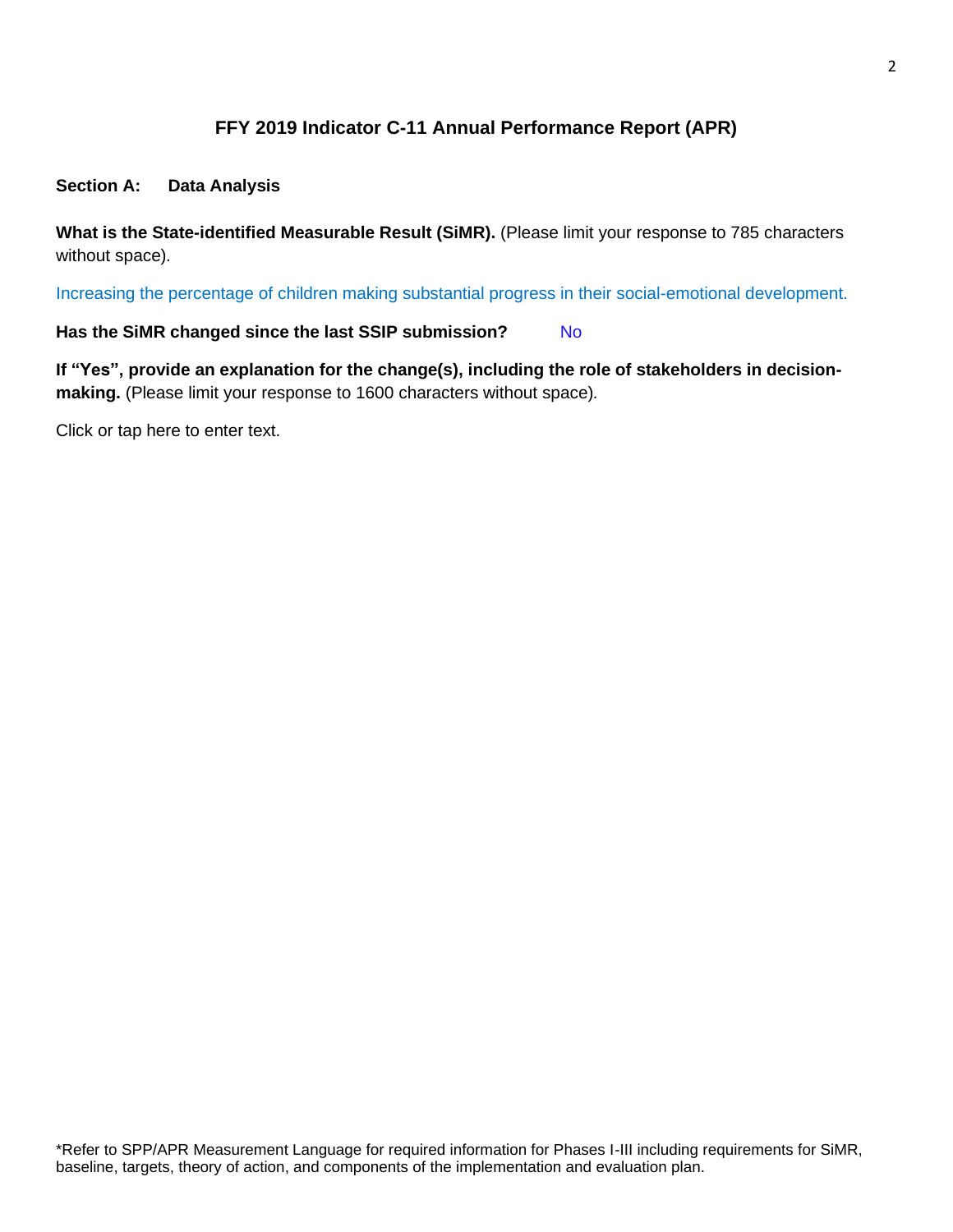## FFY 2019 Indicator C-11 Annual Performance Report (APR)

### Section A: Data Analysis

**What is the State-identified Measurable Result (SiMR).** (Please limit your response to 785 characters without space).

Increasing the percentage of children making substantial progress in their social-emotional development.

**Has the SiMR changed since the last SSIP submission?** No

**If "Yes", provide an explanation for the change(s), including the role of stakeholders in decision-making.** (Please limit your response to 1600 characters without space).

Click or tap here to enter text.

*Refer to SPP/APR Measurement Language for required information for Phases I-III including requirements for SiMR, baseline, targets, theory of action, and components of the implementation and evaluation plan.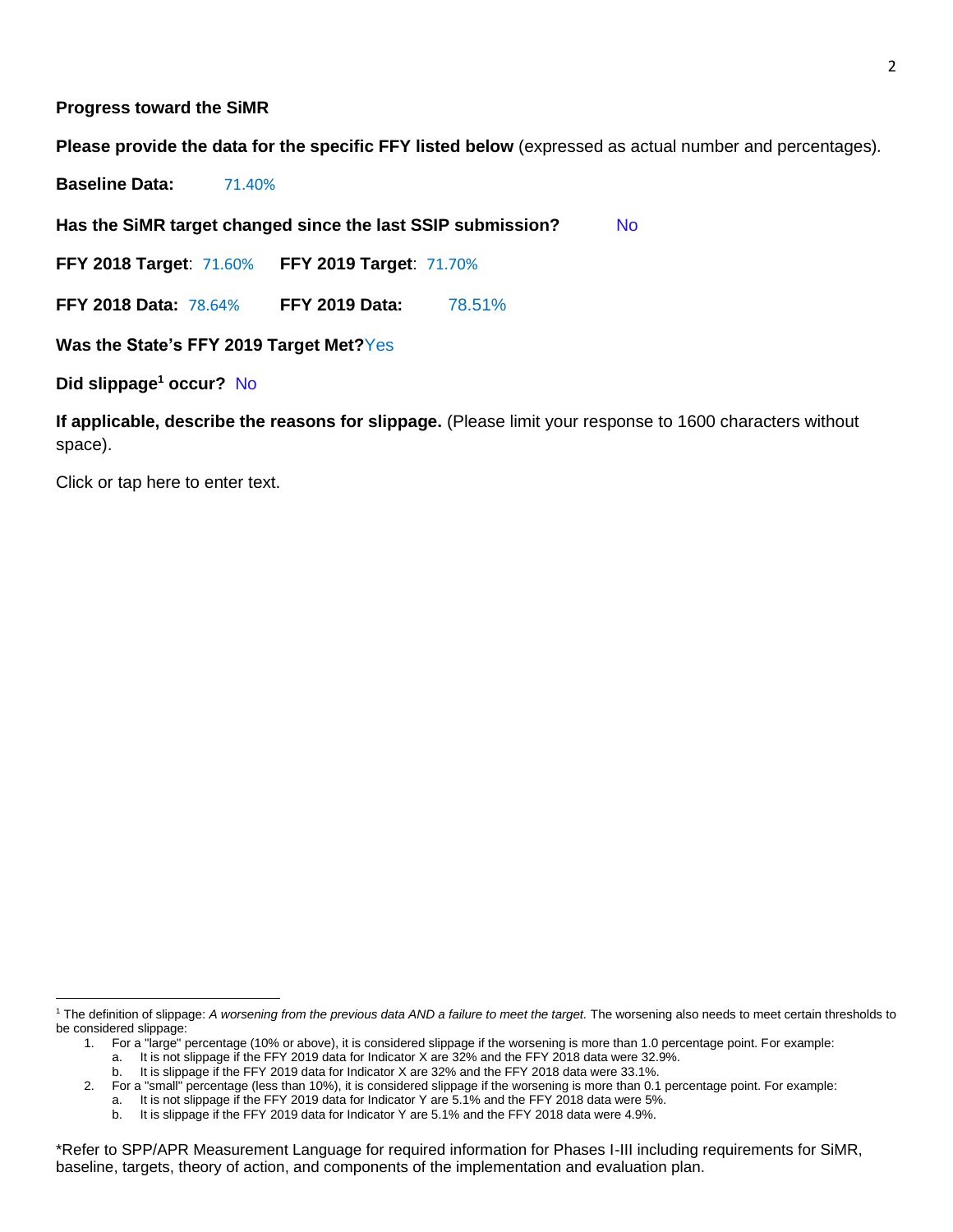**Progress toward the SiMR**

**Please provide the data for the specific FFY listed below** (expressed as actual number and percentages).

**Baseline Data:** 71.40%

**Has the SiMR target changed since the last SSIP submission?** No

**FFY 2018 Target**: 71.60% **FFY 2019 Target**: 71.70%

**FFY 2018 Data:** 78.64% **FFY 2019 Data:** 78.51%

**Was the State's FFY 2019 Target Met?** Yes

**Did slippage[1] occur?** No

**If applicable, describe the reasons for slippage.** (Please limit your response to 1600 characters without space).

Click or tap here to enter text.

---

[1] The definition of slippage: *A worsening from the previous data AND a failure to meet the target.* The worsening also needs to meet certain thresholds to be considered slippage:

1. For a "large" percentage (10% or above), it is considered slippage if the worsening is more than 1.0 percentage point. For example:
   a. It is not slippage if the FFY 2019 data for Indicator X are 32% and the FFY 2018 data were 32.9%.
   b. It is slippage if the FFY 2019 data for Indicator X are 32% and the FFY 2018 data were 33.1%.
2. For a "small" percentage (less than 10%), it is considered slippage if the worsening is more than 0.1 percentage point. For example:
   a. It is not slippage if the FFY 2019 data for Indicator Y are 5.1% and the FFY 2018 data were 5%.
   b. It is slippage if the FFY 2019 data for Indicator Y are 5.1% and the FFY 2018 data were 4.9%.

*Refer to SPP/APR Measurement Language for required information for Phases I-III including requirements for SiMR, baseline, targets, theory of action, and components of the implementation and evaluation plan.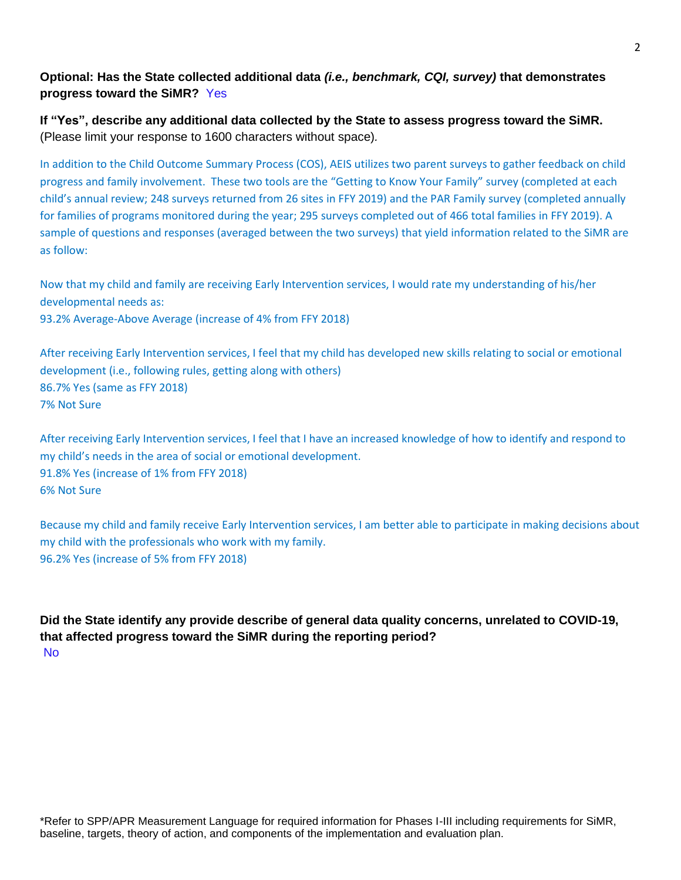**Optional: Has the State collected additional data *(i.e., benchmark, CQI, survey)* that demonstrates progress toward the SiMR?** Yes

**If "Yes", describe any additional data collected by the State to assess progress toward the SiMR.** (Please limit your response to 1600 characters without space).

In addition to the Child Outcome Summary Process (COS), AEIS utilizes two parent surveys to gather feedback on child progress and family involvement. These two tools are the "Getting to Know Your Family" survey (completed at each child's annual review; 248 surveys returned from 26 sites in FFY 2019) and the PAR Family survey (completed annually for families of programs monitored during the year; 295 surveys completed out of 466 total families in FFY 2019). A sample of questions and responses (averaged between the two surveys) that yield information related to the SiMR are as follow:

Now that my child and family are receiving Early Intervention services, I would rate my understanding of his/her developmental needs as:
93.2% Average-Above Average (increase of 4% from FFY 2018)

After receiving Early Intervention services, I feel that my child has developed new skills relating to social or emotional development (i.e., following rules, getting along with others)
86.7% Yes (same as FFY 2018)
7% Not Sure

After receiving Early Intervention services, I feel that I have an increased knowledge of how to identify and respond to my child's needs in the area of social or emotional development.
91.8% Yes (increase of 1% from FFY 2018)
6% Not Sure

Because my child and family receive Early Intervention services, I am better able to participate in making decisions about my child with the professionals who work with my family.
96.2% Yes (increase of 5% from FFY 2018)

**Did the State identify any provide describe of general data quality concerns, unrelated to COVID-19, that affected progress toward the SiMR during the reporting period?**
No

*Refer to SPP/APR Measurement Language for required information for Phases I-III including requirements for SiMR, baseline, targets, theory of action, and components of the implementation and evaluation plan.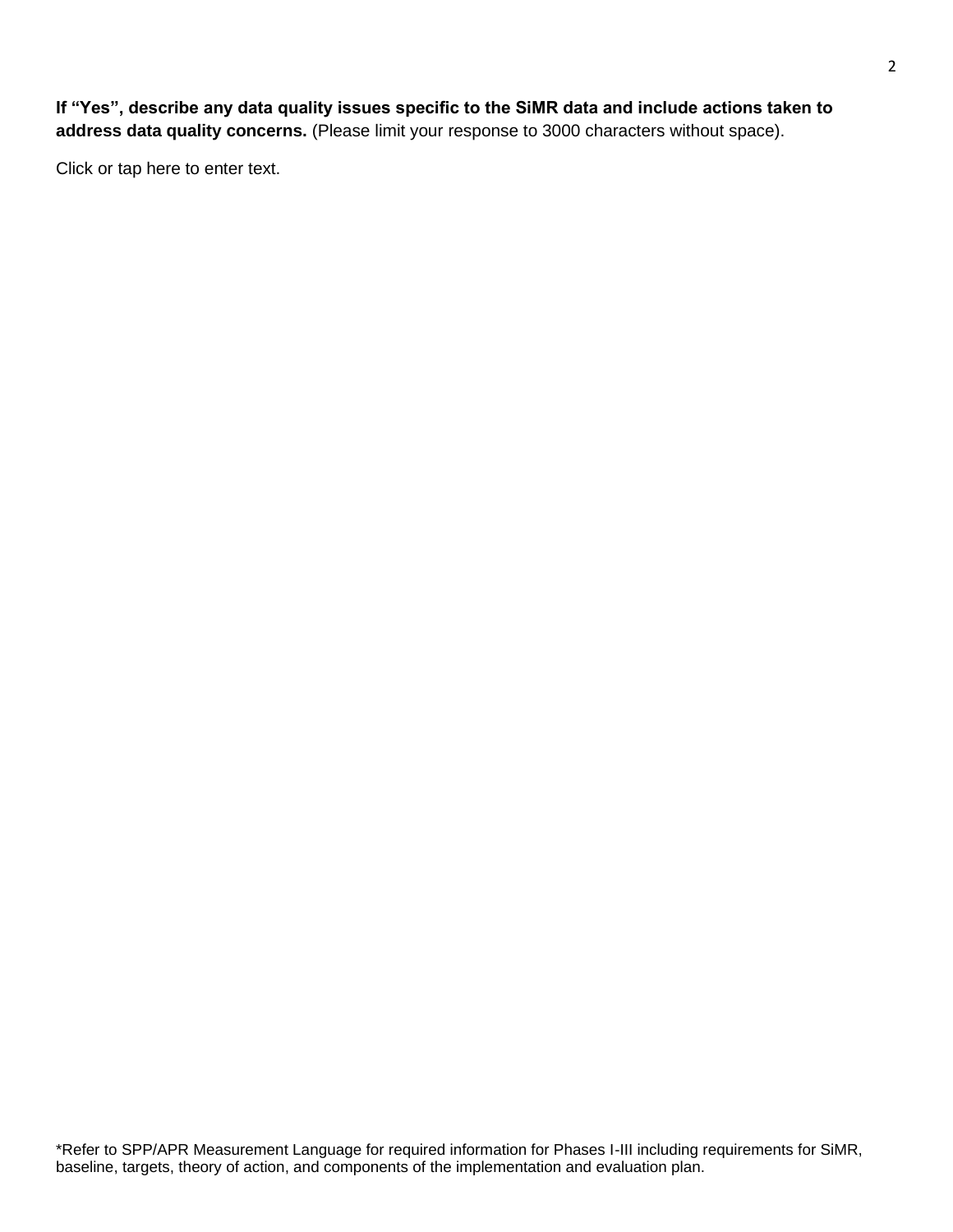**If "Yes", describe any data quality issues specific to the SiMR data and include actions taken to address data quality concerns.** (Please limit your response to 3000 characters without space).

Click or tap here to enter text.

*Refer to SPP/APR Measurement Language for required information for Phases I-III including requirements for SiMR, baseline, targets, theory of action, and components of the implementation and evaluation plan.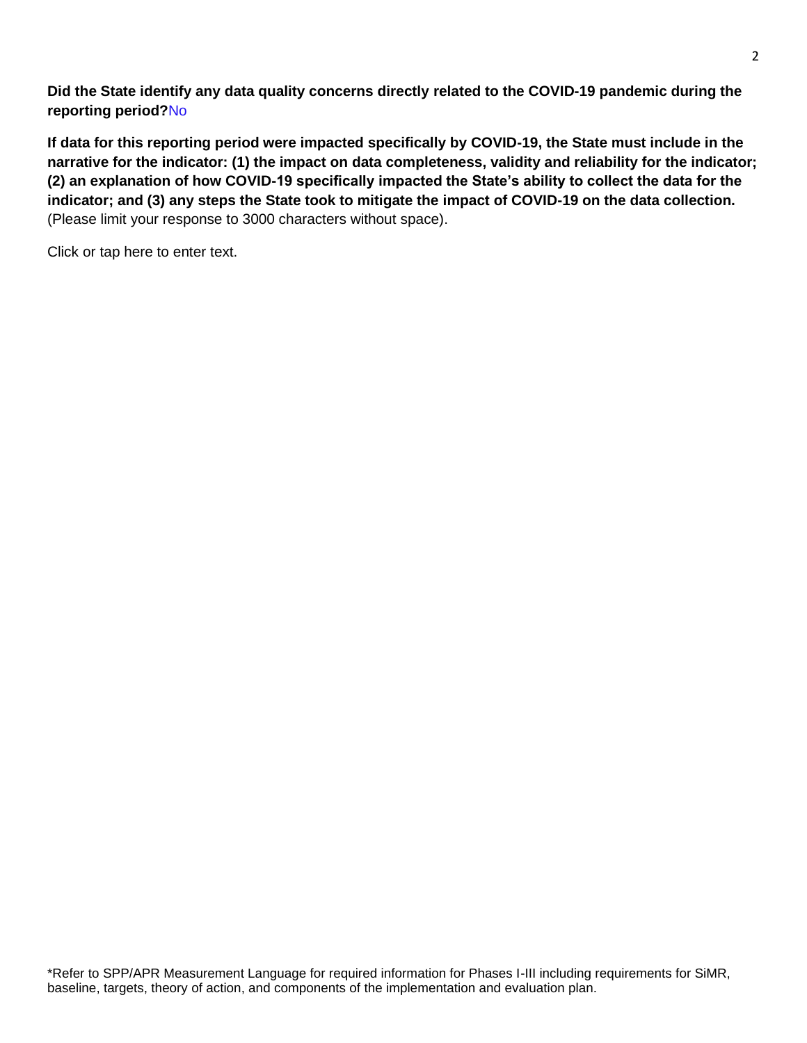**Did the State identify any data quality concerns directly related to the COVID-19 pandemic during the reporting period?**No

**If data for this reporting period were impacted specifically by COVID-19, the State must include in the narrative for the indicator: (1) the impact on data completeness, validity and reliability for the indicator; (2) an explanation of how COVID-19 specifically impacted the State's ability to collect the data for the indicator; and (3) any steps the State took to mitigate the impact of COVID-19 on the data collection.** (Please limit your response to 3000 characters without space).

Click or tap here to enter text.

*Refer to SPP/APR Measurement Language for required information for Phases I-III including requirements for SiMR, baseline, targets, theory of action, and components of the implementation and evaluation plan.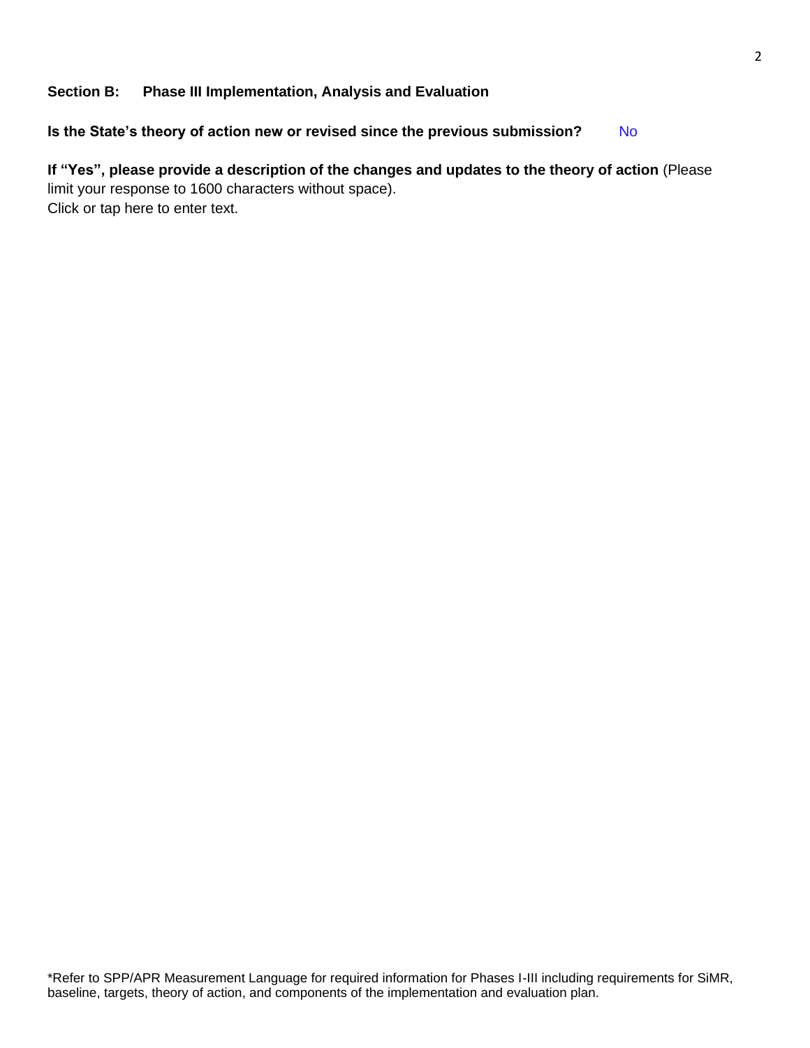**Section B: Phase III Implementation, Analysis and Evaluation**

**Is the State's theory of action new or revised since the previous submission?** No

**If "Yes", please provide a description of the changes and updates to the theory of action** (Please limit your response to 1600 characters without space).
Click or tap here to enter text.

*Refer to SPP/APR Measurement Language for required information for Phases I-III including requirements for SiMR, baseline, targets, theory of action, and components of the implementation and evaluation plan.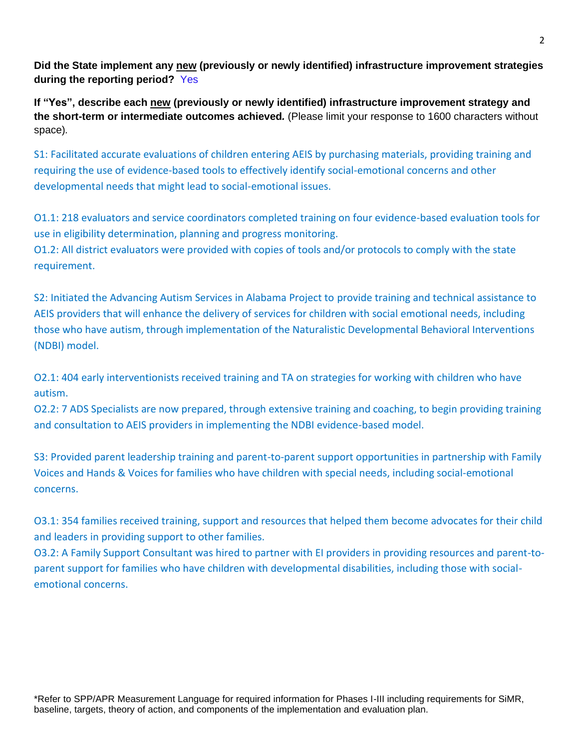**Did the State implement any new (previously or newly identified) infrastructure improvement strategies during the reporting period?** Yes

**If "Yes", describe each new (previously or newly identified) infrastructure improvement strategy and the short-term or intermediate outcomes achieved.** (Please limit your response to 1600 characters without space).

S1: Facilitated accurate evaluations of children entering AEIS by purchasing materials, providing training and requiring the use of evidence-based tools to effectively identify social-emotional concerns and other developmental needs that might lead to social-emotional issues.

O1.1: 218 evaluators and service coordinators completed training on four evidence-based evaluation tools for use in eligibility determination, planning and progress monitoring.
O1.2: All district evaluators were provided with copies of tools and/or protocols to comply with the state requirement.

S2: Initiated the Advancing Autism Services in Alabama Project to provide training and technical assistance to AEIS providers that will enhance the delivery of services for children with social emotional needs, including those who have autism, through implementation of the Naturalistic Developmental Behavioral Interventions (NDBI) model.

O2.1: 404 early interventionists received training and TA on strategies for working with children who have autism.
O2.2: 7 ADS Specialists are now prepared, through extensive training and coaching, to begin providing training and consultation to AEIS providers in implementing the NDBI evidence-based model.

S3: Provided parent leadership training and parent-to-parent support opportunities in partnership with Family Voices and Hands & Voices for families who have children with special needs, including social-emotional concerns.

O3.1: 354 families received training, support and resources that helped them become advocates for their child and leaders in providing support to other families.
O3.2: A Family Support Consultant was hired to partner with EI providers in providing resources and parent-to-parent support for families who have children with developmental disabilities, including those with social-emotional concerns.

*Refer to SPP/APR Measurement Language for required information for Phases I-III including requirements for SiMR, baseline, targets, theory of action, and components of the implementation and evaluation plan.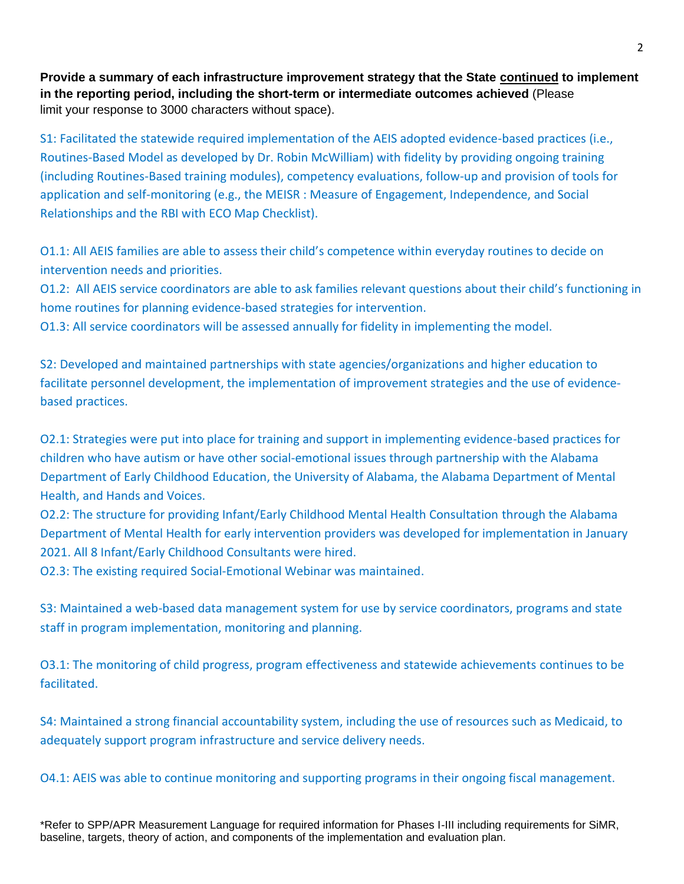**Provide a summary of each infrastructure improvement strategy that the State continued to implement in the reporting period, including the short-term or intermediate outcomes achieved** (Please limit your response to 3000 characters without space).

S1: Facilitated the statewide required implementation of the AEIS adopted evidence-based practices (i.e., Routines-Based Model as developed by Dr. Robin McWilliam) with fidelity by providing ongoing training (including Routines-Based training modules), competency evaluations, follow-up and provision of tools for application and self-monitoring (e.g., the MEISR : Measure of Engagement, Independence, and Social Relationships and the RBI with ECO Map Checklist).

O1.1: All AEIS families are able to assess their child's competence within everyday routines to decide on intervention needs and priorities.
O1.2: All AEIS service coordinators are able to ask families relevant questions about their child's functioning in home routines for planning evidence-based strategies for intervention.
O1.3: All service coordinators will be assessed annually for fidelity in implementing the model.

S2: Developed and maintained partnerships with state agencies/organizations and higher education to facilitate personnel development, the implementation of improvement strategies and the use of evidence-based practices.

O2.1: Strategies were put into place for training and support in implementing evidence-based practices for children who have autism or have other social-emotional issues through partnership with the Alabama Department of Early Childhood Education, the University of Alabama, the Alabama Department of Mental Health, and Hands and Voices.
O2.2: The structure for providing Infant/Early Childhood Mental Health Consultation through the Alabama Department of Mental Health for early intervention providers was developed for implementation in January 2021. All 8 Infant/Early Childhood Consultants were hired.
O2.3: The existing required Social-Emotional Webinar was maintained.

S3: Maintained a web-based data management system for use by service coordinators, programs and state staff in program implementation, monitoring and planning.

O3.1: The monitoring of child progress, program effectiveness and statewide achievements continues to be facilitated.

S4: Maintained a strong financial accountability system, including the use of resources such as Medicaid, to adequately support program infrastructure and service delivery needs.

O4.1: AEIS was able to continue monitoring and supporting programs in their ongoing fiscal management.

*Refer to SPP/APR Measurement Language for required information for Phases I-III including requirements for SiMR, baseline, targets, theory of action, and components of the implementation and evaluation plan.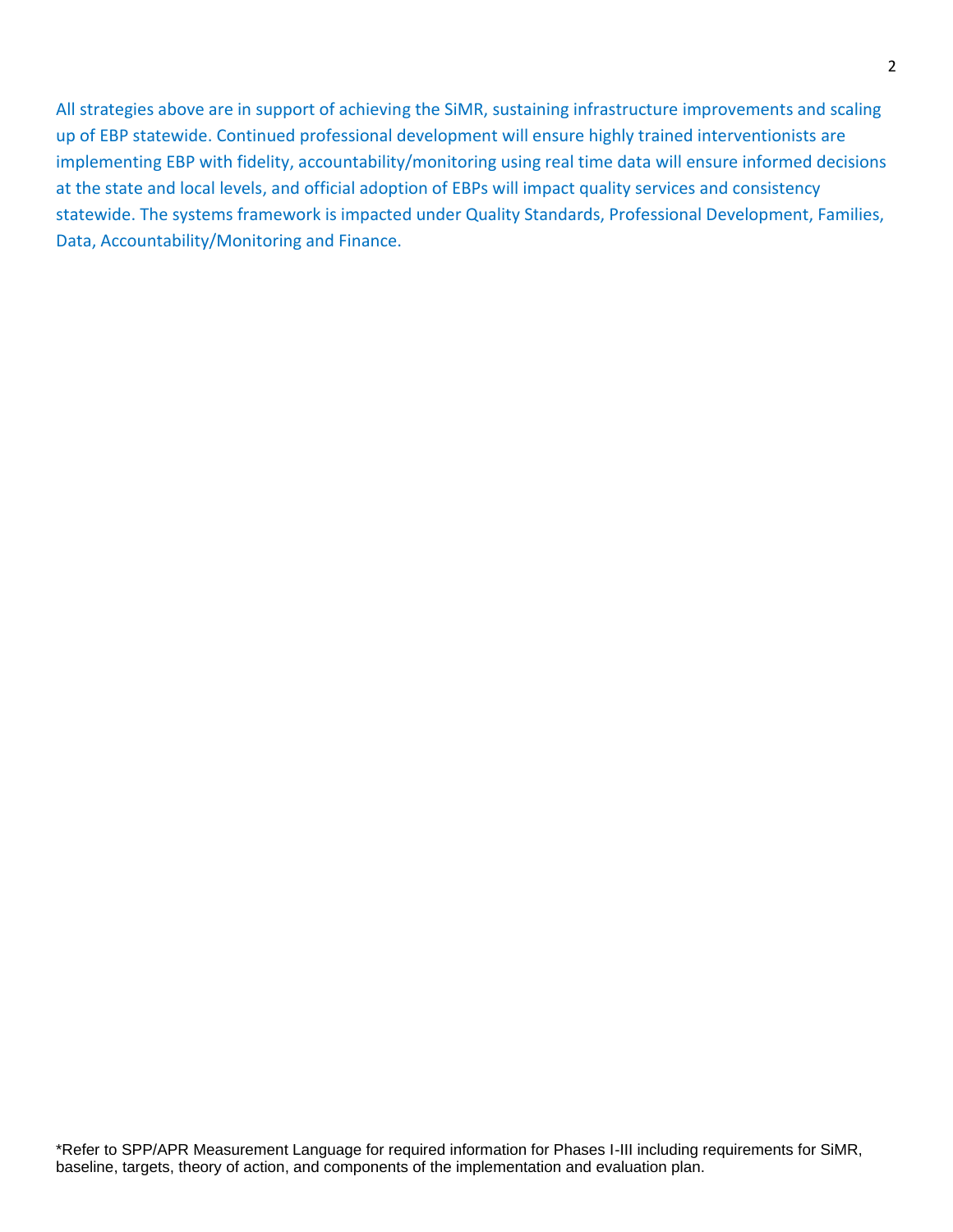All strategies above are in support of achieving the SiMR, sustaining infrastructure improvements and scaling up of EBP statewide. Continued professional development will ensure highly trained interventionists are implementing EBP with fidelity, accountability/monitoring using real time data will ensure informed decisions at the state and local levels, and official adoption of EBPs will impact quality services and consistency statewide. The systems framework is impacted under Quality Standards, Professional Development, Families, Data, Accountability/Monitoring and Finance.

*Refer to SPP/APR Measurement Language for required information for Phases I-III including requirements for SiMR, baseline, targets, theory of action, and components of the implementation and evaluation plan.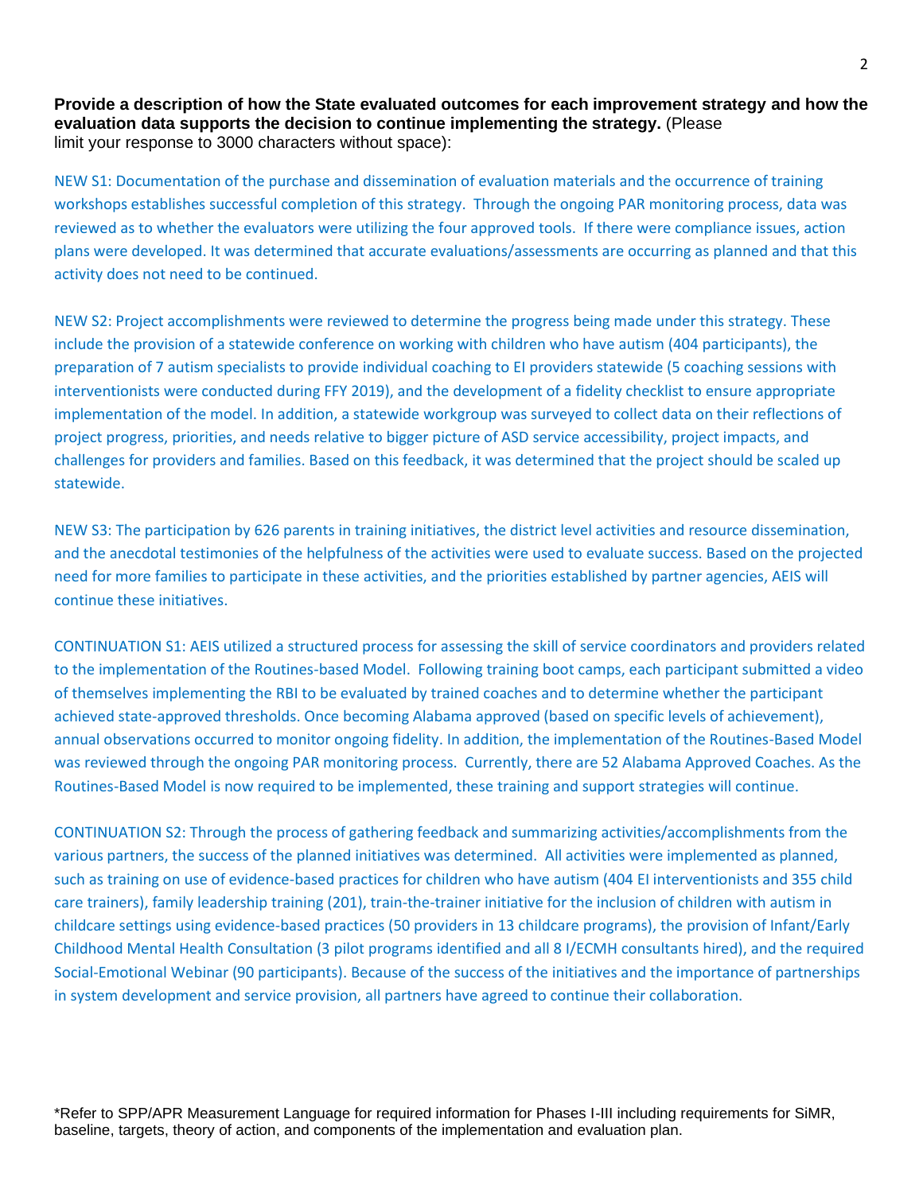**Provide a description of how the State evaluated outcomes for each improvement strategy and how the evaluation data supports the decision to continue implementing the strategy.** (Please limit your response to 3000 characters without space):

NEW S1: Documentation of the purchase and dissemination of evaluation materials and the occurrence of training workshops establishes successful completion of this strategy. Through the ongoing PAR monitoring process, data was reviewed as to whether the evaluators were utilizing the four approved tools. If there were compliance issues, action plans were developed. It was determined that accurate evaluations/assessments are occurring as planned and that this activity does not need to be continued.

NEW S2: Project accomplishments were reviewed to determine the progress being made under this strategy. These include the provision of a statewide conference on working with children who have autism (404 participants), the preparation of 7 autism specialists to provide individual coaching to EI providers statewide (5 coaching sessions with interventionists were conducted during FFY 2019), and the development of a fidelity checklist to ensure appropriate implementation of the model. In addition, a statewide workgroup was surveyed to collect data on their reflections of project progress, priorities, and needs relative to bigger picture of ASD service accessibility, project impacts, and challenges for providers and families. Based on this feedback, it was determined that the project should be scaled up statewide.

NEW S3: The participation by 626 parents in training initiatives, the district level activities and resource dissemination, and the anecdotal testimonies of the helpfulness of the activities were used to evaluate success. Based on the projected need for more families to participate in these activities, and the priorities established by partner agencies, AEIS will continue these initiatives.

CONTINUATION S1: AEIS utilized a structured process for assessing the skill of service coordinators and providers related to the implementation of the Routines-based Model. Following training boot camps, each participant submitted a video of themselves implementing the RBI to be evaluated by trained coaches and to determine whether the participant achieved state-approved thresholds. Once becoming Alabama approved (based on specific levels of achievement), annual observations occurred to monitor ongoing fidelity. In addition, the implementation of the Routines-Based Model was reviewed through the ongoing PAR monitoring process. Currently, there are 52 Alabama Approved Coaches. As the Routines-Based Model is now required to be implemented, these training and support strategies will continue.

CONTINUATION S2: Through the process of gathering feedback and summarizing activities/accomplishments from the various partners, the success of the planned initiatives was determined. All activities were implemented as planned, such as training on use of evidence-based practices for children who have autism (404 EI interventionists and 355 child care trainers), family leadership training (201), train-the-trainer initiative for the inclusion of children with autism in childcare settings using evidence-based practices (50 providers in 13 childcare programs), the provision of Infant/Early Childhood Mental Health Consultation (3 pilot programs identified and all 8 I/ECMH consultants hired), and the required Social-Emotional Webinar (90 participants). Because of the success of the initiatives and the importance of partnerships in system development and service provision, all partners have agreed to continue their collaboration.

*Refer to SPP/APR Measurement Language for required information for Phases I-III including requirements for SiMR, baseline, targets, theory of action, and components of the implementation and evaluation plan.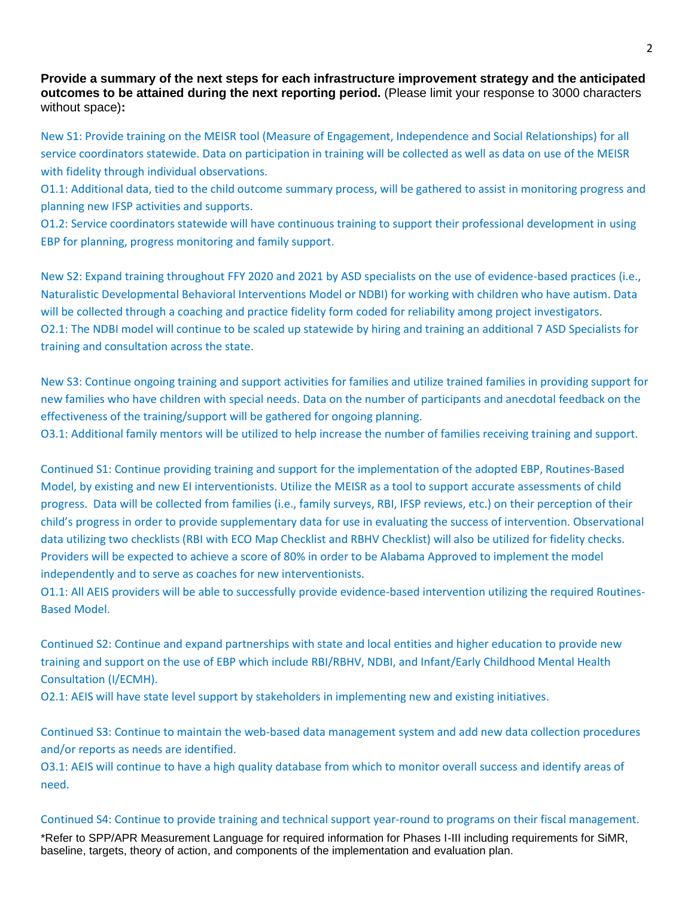**Provide a summary of the next steps for each infrastructure improvement strategy and the anticipated outcomes to be attained during the next reporting period.** (Please limit your response to 3000 characters without space)**:**

New S1: Provide training on the MEISR tool (Measure of Engagement, Independence and Social Relationships) for all service coordinators statewide. Data on participation in training will be collected as well as data on use of the MEISR with fidelity through individual observations.

O1.1: Additional data, tied to the child outcome summary process, will be gathered to assist in monitoring progress and planning new IFSP activities and supports.

O1.2: Service coordinators statewide will have continuous training to support their professional development in using EBP for planning, progress monitoring and family support.

New S2: Expand training throughout FFY 2020 and 2021 by ASD specialists on the use of evidence-based practices (i.e., Naturalistic Developmental Behavioral Interventions Model or NDBI) for working with children who have autism. Data will be collected through a coaching and practice fidelity form coded for reliability among project investigators.

O2.1: The NDBI model will continue to be scaled up statewide by hiring and training an additional 7 ASD Specialists for training and consultation across the state.

New S3: Continue ongoing training and support activities for families and utilize trained families in providing support for new families who have children with special needs. Data on the number of participants and anecdotal feedback on the effectiveness of the training/support will be gathered for ongoing planning.

O3.1: Additional family mentors will be utilized to help increase the number of families receiving training and support.

Continued S1: Continue providing training and support for the implementation of the adopted EBP, Routines-Based Model, by existing and new EI interventionists. Utilize the MEISR as a tool to support accurate assessments of child progress. Data will be collected from families (i.e., family surveys, RBI, IFSP reviews, etc.) on their perception of their child's progress in order to provide supplementary data for use in evaluating the success of intervention. Observational data utilizing two checklists (RBI with ECO Map Checklist and RBHV Checklist) will also be utilized for fidelity checks. Providers will be expected to achieve a score of 80% in order to be Alabama Approved to implement the model independently and to serve as coaches for new interventionists.

O1.1: All AEIS providers will be able to successfully provide evidence-based intervention utilizing the required Routines-Based Model.

Continued S2: Continue and expand partnerships with state and local entities and higher education to provide new training and support on the use of EBP which include RBI/RBHV, NDBI, and Infant/Early Childhood Mental Health Consultation (I/ECMH).

O2.1: AEIS will have state level support by stakeholders in implementing new and existing initiatives.

Continued S3: Continue to maintain the web-based data management system and add new data collection procedures and/or reports as needs are identified.

O3.1: AEIS will continue to have a high quality database from which to monitor overall success and identify areas of need.

Continued S4: Continue to provide training and technical support year-round to programs on their fiscal management.

*Refer to SPP/APR Measurement Language for required information for Phases I-III including requirements for SiMR, baseline, targets, theory of action, and components of the implementation and evaluation plan.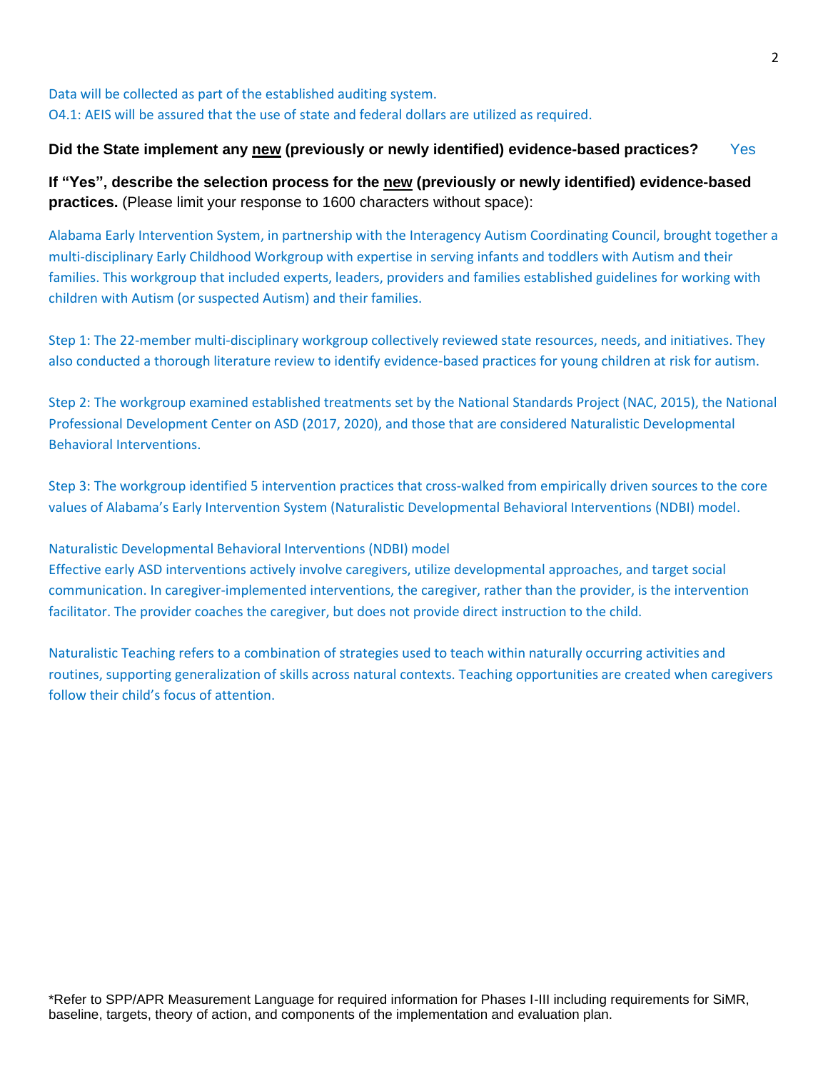Data will be collected as part of the established auditing system.
O4.1: AEIS will be assured that the use of state and federal dollars are utilized as required.

**Did the State implement any <u>new</u> (previously or newly identified) evidence-based practices?** Yes

**If "Yes", describe the selection process for the <u>new</u> (previously or newly identified) evidence-based practices.** (Please limit your response to 1600 characters without space):

Alabama Early Intervention System, in partnership with the Interagency Autism Coordinating Council, brought together a multi-disciplinary Early Childhood Workgroup with expertise in serving infants and toddlers with Autism and their families. This workgroup that included experts, leaders, providers and families established guidelines for working with children with Autism (or suspected Autism) and their families.

Step 1: The 22-member multi-disciplinary workgroup collectively reviewed state resources, needs, and initiatives. They also conducted a thorough literature review to identify evidence-based practices for young children at risk for autism.

Step 2: The workgroup examined established treatments set by the National Standards Project (NAC, 2015), the National Professional Development Center on ASD (2017, 2020), and those that are considered Naturalistic Developmental Behavioral Interventions.

Step 3: The workgroup identified 5 intervention practices that cross-walked from empirically driven sources to the core values of Alabama's Early Intervention System (Naturalistic Developmental Behavioral Interventions (NDBI) model.

Naturalistic Developmental Behavioral Interventions (NDBI) model
Effective early ASD interventions actively involve caregivers, utilize developmental approaches, and target social communication. In caregiver-implemented interventions, the caregiver, rather than the provider, is the intervention facilitator. The provider coaches the caregiver, but does not provide direct instruction to the child.

Naturalistic Teaching refers to a combination of strategies used to teach within naturally occurring activities and routines, supporting generalization of skills across natural contexts. Teaching opportunities are created when caregivers follow their child's focus of attention.

*Refer to SPP/APR Measurement Language for required information for Phases I-III including requirements for SiMR, baseline, targets, theory of action, and components of the implementation and evaluation plan.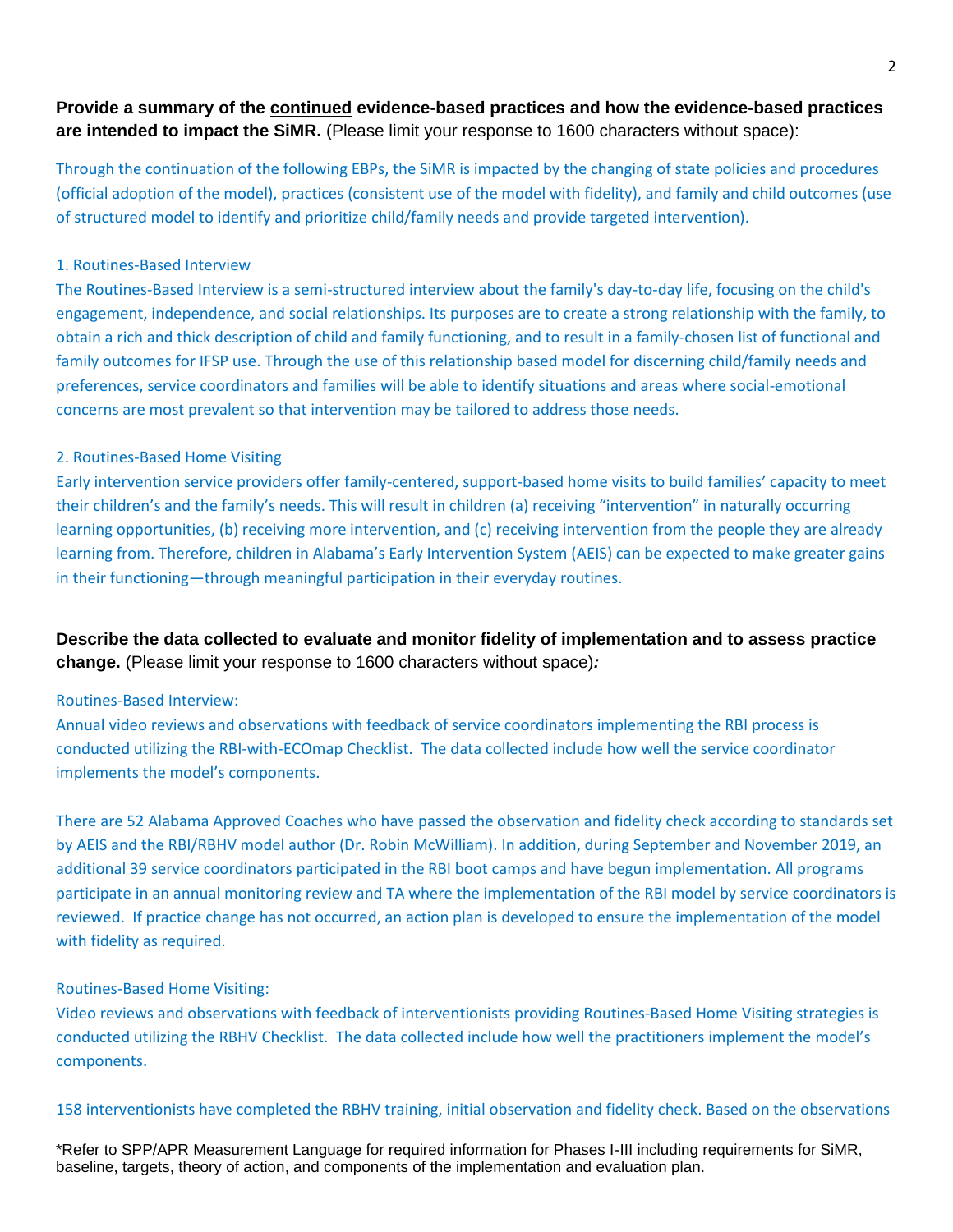**Provide a summary of the continued evidence-based practices and how the evidence-based practices are intended to impact the SiMR.** (Please limit your response to 1600 characters without space):

Through the continuation of the following EBPs, the SiMR is impacted by the changing of state policies and procedures (official adoption of the model), practices (consistent use of the model with fidelity), and family and child outcomes (use of structured model to identify and prioritize child/family needs and provide targeted intervention).

1. Routines-Based Interview

The Routines-Based Interview is a semi-structured interview about the family's day-to-day life, focusing on the child's engagement, independence, and social relationships. Its purposes are to create a strong relationship with the family, to obtain a rich and thick description of child and family functioning, and to result in a family-chosen list of functional and family outcomes for IFSP use. Through the use of this relationship based model for discerning child/family needs and preferences, service coordinators and families will be able to identify situations and areas where social-emotional concerns are most prevalent so that intervention may be tailored to address those needs.

2. Routines-Based Home Visiting

Early intervention service providers offer family-centered, support-based home visits to build families' capacity to meet their children's and the family's needs. This will result in children (a) receiving "intervention" in naturally occurring learning opportunities, (b) receiving more intervention, and (c) receiving intervention from the people they are already learning from. Therefore, children in Alabama's Early Intervention System (AEIS) can be expected to make greater gains in their functioning—through meaningful participation in their everyday routines.

**Describe the data collected to evaluate and monitor fidelity of implementation and to assess practice change.** (Please limit your response to 1600 characters without space)*:*

Routines-Based Interview:

Annual video reviews and observations with feedback of service coordinators implementing the RBI process is conducted utilizing the RBI-with-ECOmap Checklist. The data collected include how well the service coordinator implements the model's components.

There are 52 Alabama Approved Coaches who have passed the observation and fidelity check according to standards set by AEIS and the RBI/RBHV model author (Dr. Robin McWilliam). In addition, during September and November 2019, an additional 39 service coordinators participated in the RBI boot camps and have begun implementation. All programs participate in an annual monitoring review and TA where the implementation of the RBI model by service coordinators is reviewed. If practice change has not occurred, an action plan is developed to ensure the implementation of the model with fidelity as required.

Routines-Based Home Visiting:

Video reviews and observations with feedback of interventionists providing Routines-Based Home Visiting strategies is conducted utilizing the RBHV Checklist. The data collected include how well the practitioners implement the model's components.

158 interventionists have completed the RBHV training, initial observation and fidelity check. Based on the observations

*Refer to SPP/APR Measurement Language for required information for Phases I-III including requirements for SiMR, baseline, targets, theory of action, and components of the implementation and evaluation plan.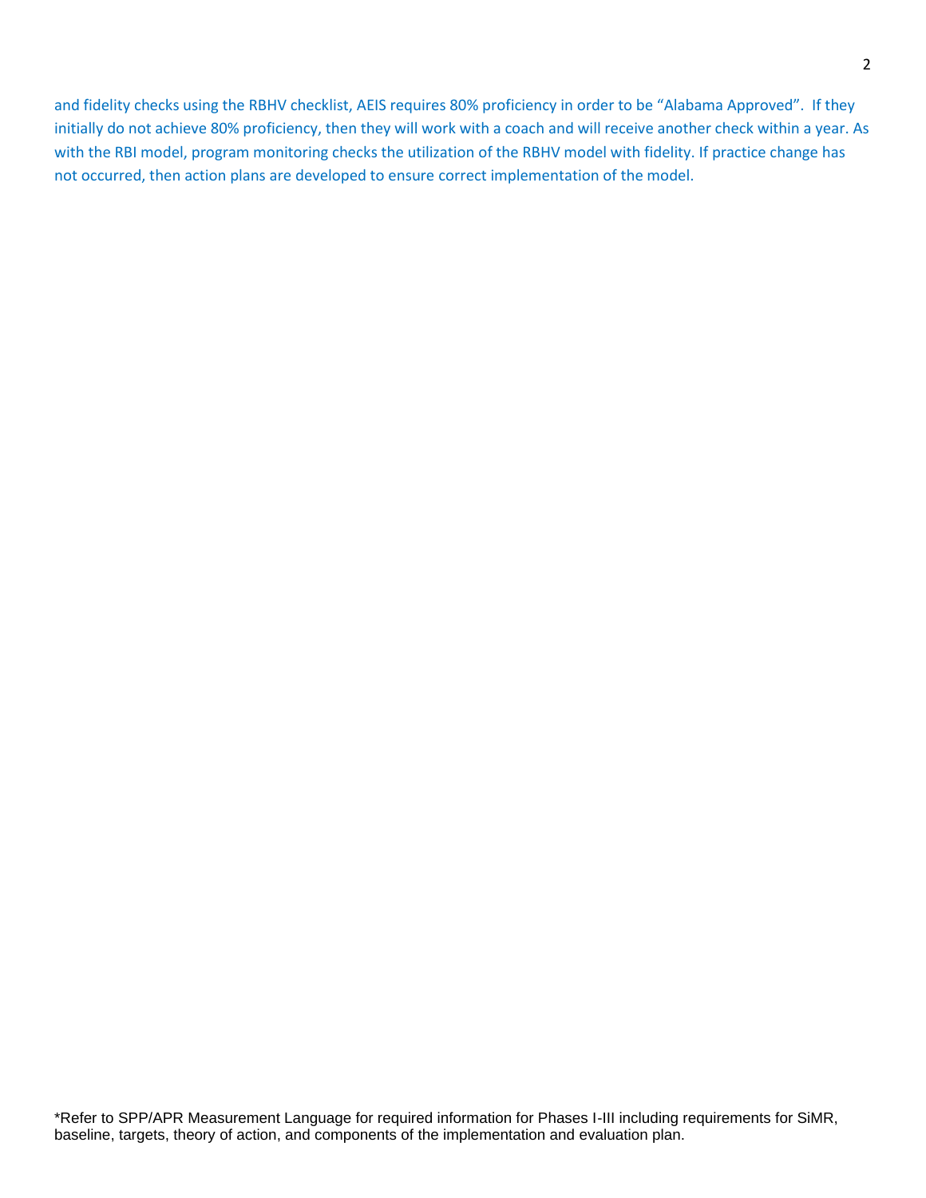and fidelity checks using the RBHV checklist, AEIS requires 80% proficiency in order to be "Alabama Approved". If they initially do not achieve 80% proficiency, then they will work with a coach and will receive another check within a year. As with the RBI model, program monitoring checks the utilization of the RBHV model with fidelity. If practice change has not occurred, then action plans are developed to ensure correct implementation of the model.

*Refer to SPP/APR Measurement Language for required information for Phases I-III including requirements for SiMR, baseline, targets, theory of action, and components of the implementation and evaluation plan.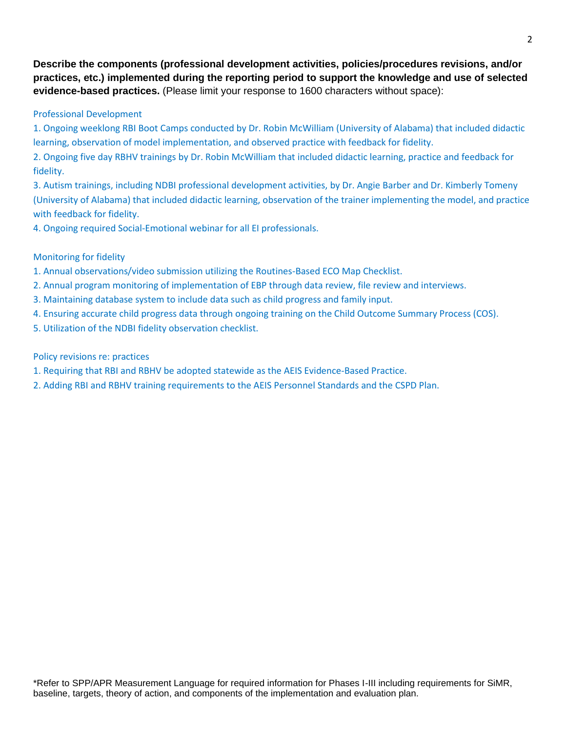**Describe the components (professional development activities, policies/procedures revisions, and/or practices, etc.) implemented during the reporting period to support the knowledge and use of selected evidence-based practices.** (Please limit your response to 1600 characters without space):

Professional Development

1. Ongoing weeklong RBI Boot Camps conducted by Dr. Robin McWilliam (University of Alabama) that included didactic learning, observation of model implementation, and observed practice with feedback for fidelity.
2. Ongoing five day RBHV trainings by Dr. Robin McWilliam that included didactic learning, practice and feedback for fidelity.
3. Autism trainings, including NDBI professional development activities, by Dr. Angie Barber and Dr. Kimberly Tomeny (University of Alabama) that included didactic learning, observation of the trainer implementing the model, and practice with feedback for fidelity.
4. Ongoing required Social-Emotional webinar for all EI professionals.

Monitoring for fidelity

1. Annual observations/video submission utilizing the Routines-Based ECO Map Checklist.
2. Annual program monitoring of implementation of EBP through data review, file review and interviews.
3. Maintaining database system to include data such as child progress and family input.
4. Ensuring accurate child progress data through ongoing training on the Child Outcome Summary Process (COS).
5. Utilization of the NDBI fidelity observation checklist.

Policy revisions re: practices

1. Requiring that RBI and RBHV be adopted statewide as the AEIS Evidence-Based Practice.
2. Adding RBI and RBHV training requirements to the AEIS Personnel Standards and the CSPD Plan.

*Refer to SPP/APR Measurement Language for required information for Phases I-III including requirements for SiMR, baseline, targets, theory of action, and components of the implementation and evaluation plan.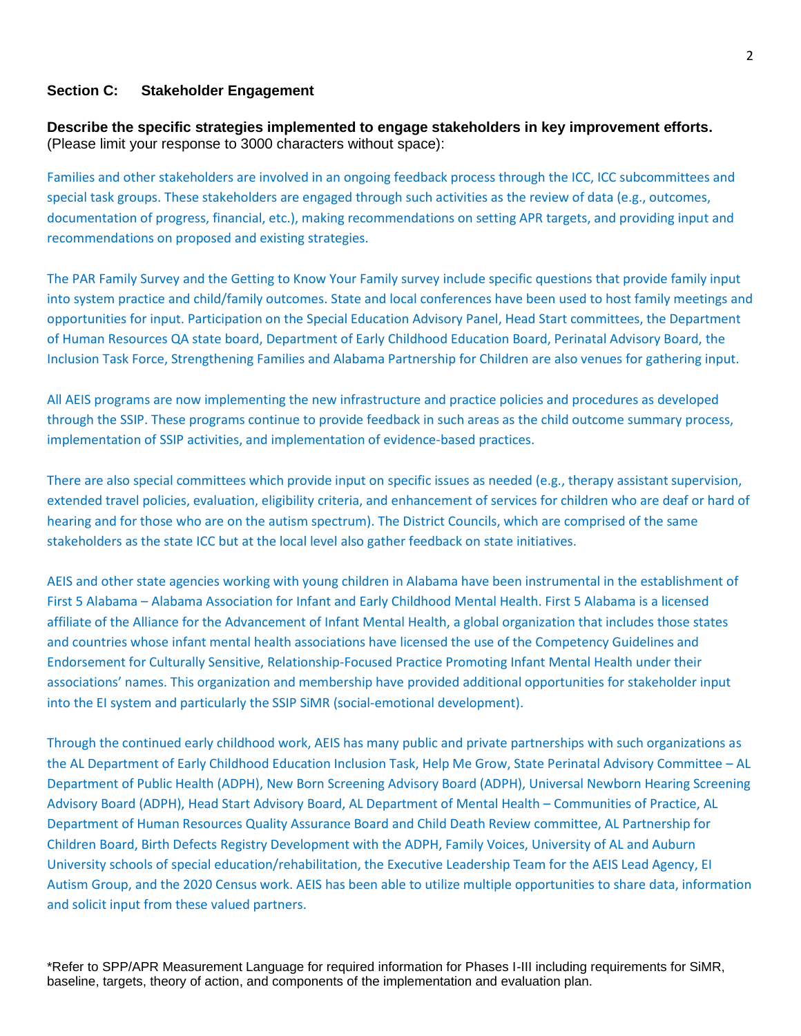## Section C: Stakeholder Engagement

**Describe the specific strategies implemented to engage stakeholders in key improvement efforts.** (Please limit your response to 3000 characters without space):

Families and other stakeholders are involved in an ongoing feedback process through the ICC, ICC subcommittees and special task groups. These stakeholders are engaged through such activities as the review of data (e.g., outcomes, documentation of progress, financial, etc.), making recommendations on setting APR targets, and providing input and recommendations on proposed and existing strategies.

The PAR Family Survey and the Getting to Know Your Family survey include specific questions that provide family input into system practice and child/family outcomes. State and local conferences have been used to host family meetings and opportunities for input. Participation on the Special Education Advisory Panel, Head Start committees, the Department of Human Resources QA state board, Department of Early Childhood Education Board, Perinatal Advisory Board, the Inclusion Task Force, Strengthening Families and Alabama Partnership for Children are also venues for gathering input.

All AEIS programs are now implementing the new infrastructure and practice policies and procedures as developed through the SSIP. These programs continue to provide feedback in such areas as the child outcome summary process, implementation of SSIP activities, and implementation of evidence-based practices.

There are also special committees which provide input on specific issues as needed (e.g., therapy assistant supervision, extended travel policies, evaluation, eligibility criteria, and enhancement of services for children who are deaf or hard of hearing and for those who are on the autism spectrum). The District Councils, which are comprised of the same stakeholders as the state ICC but at the local level also gather feedback on state initiatives.

AEIS and other state agencies working with young children in Alabama have been instrumental in the establishment of First 5 Alabama – Alabama Association for Infant and Early Childhood Mental Health. First 5 Alabama is a licensed affiliate of the Alliance for the Advancement of Infant Mental Health, a global organization that includes those states and countries whose infant mental health associations have licensed the use of the Competency Guidelines and Endorsement for Culturally Sensitive, Relationship-Focused Practice Promoting Infant Mental Health under their associations' names. This organization and membership have provided additional opportunities for stakeholder input into the EI system and particularly the SSIP SiMR (social-emotional development).

Through the continued early childhood work, AEIS has many public and private partnerships with such organizations as the AL Department of Early Childhood Education Inclusion Task, Help Me Grow, State Perinatal Advisory Committee – AL Department of Public Health (ADPH), New Born Screening Advisory Board (ADPH), Universal Newborn Hearing Screening Advisory Board (ADPH), Head Start Advisory Board, AL Department of Mental Health – Communities of Practice, AL Department of Human Resources Quality Assurance Board and Child Death Review committee, AL Partnership for Children Board, Birth Defects Registry Development with the ADPH, Family Voices, University of AL and Auburn University schools of special education/rehabilitation, the Executive Leadership Team for the AEIS Lead Agency, EI Autism Group, and the 2020 Census work. AEIS has been able to utilize multiple opportunities to share data, information and solicit input from these valued partners.

*Refer to SPP/APR Measurement Language for required information for Phases I-III including requirements for SiMR, baseline, targets, theory of action, and components of the implementation and evaluation plan.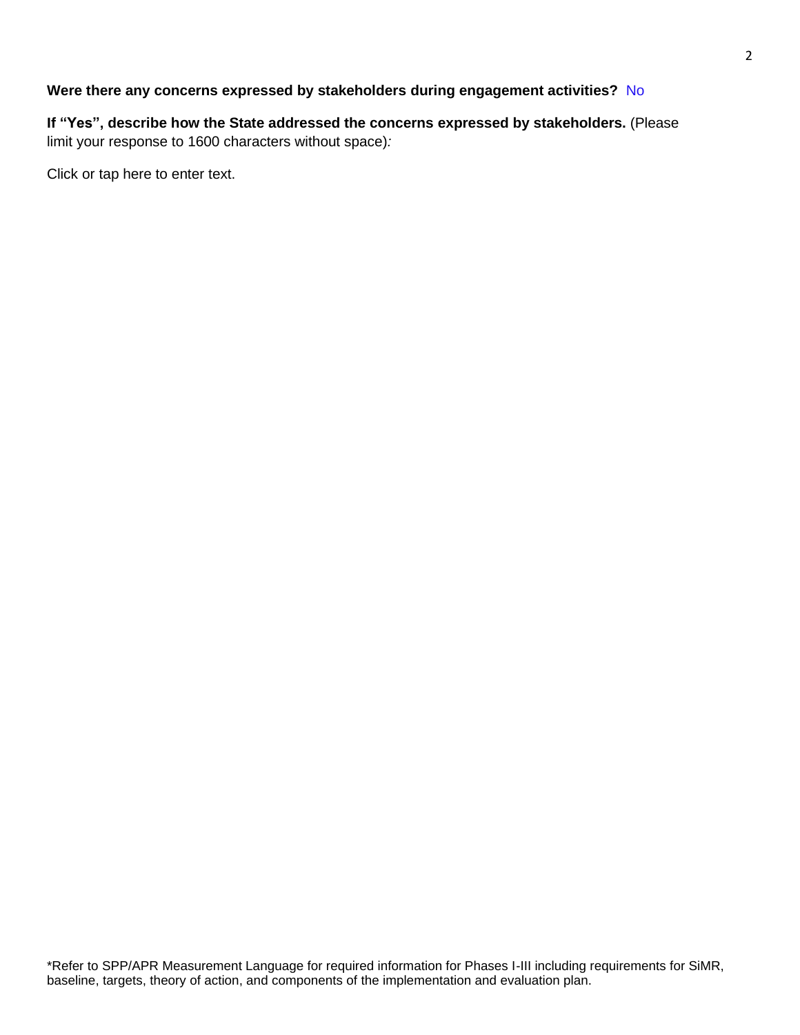**Were there any concerns expressed by stakeholders during engagement activities?** No

**If "Yes", describe how the State addressed the concerns expressed by stakeholders.** (Please limit your response to 1600 characters without space)*:*

Click or tap here to enter text.

*Refer to SPP/APR Measurement Language for required information for Phases I-III including requirements for SiMR, baseline, targets, theory of action, and components of the implementation and evaluation plan.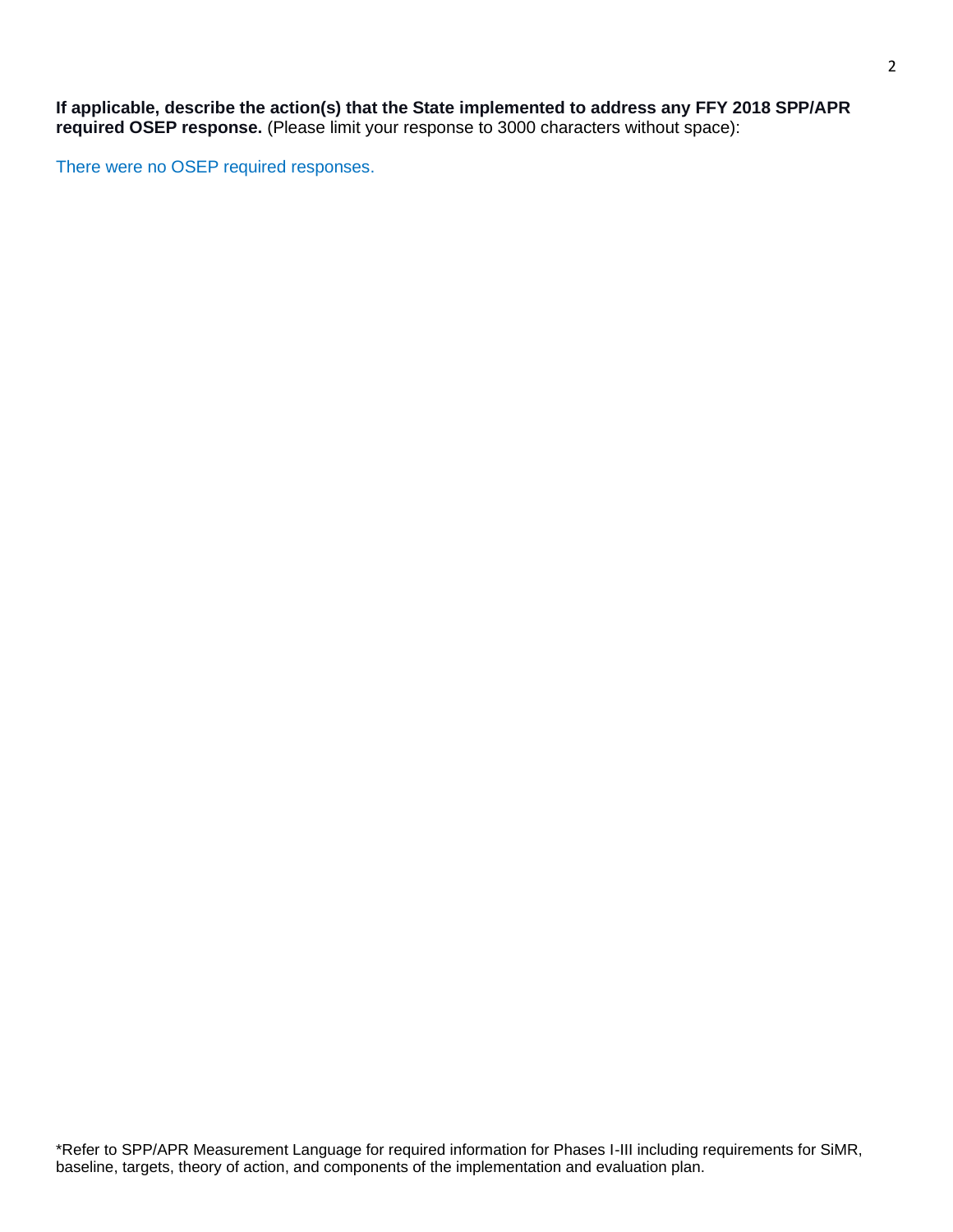**If applicable, describe the action(s) that the State implemented to address any FFY 2018 SPP/APR required OSEP response.** (Please limit your response to 3000 characters without space):

There were no OSEP required responses.

*Refer to SPP/APR Measurement Language for required information for Phases I-III including requirements for SiMR, baseline, targets, theory of action, and components of the implementation and evaluation plan.